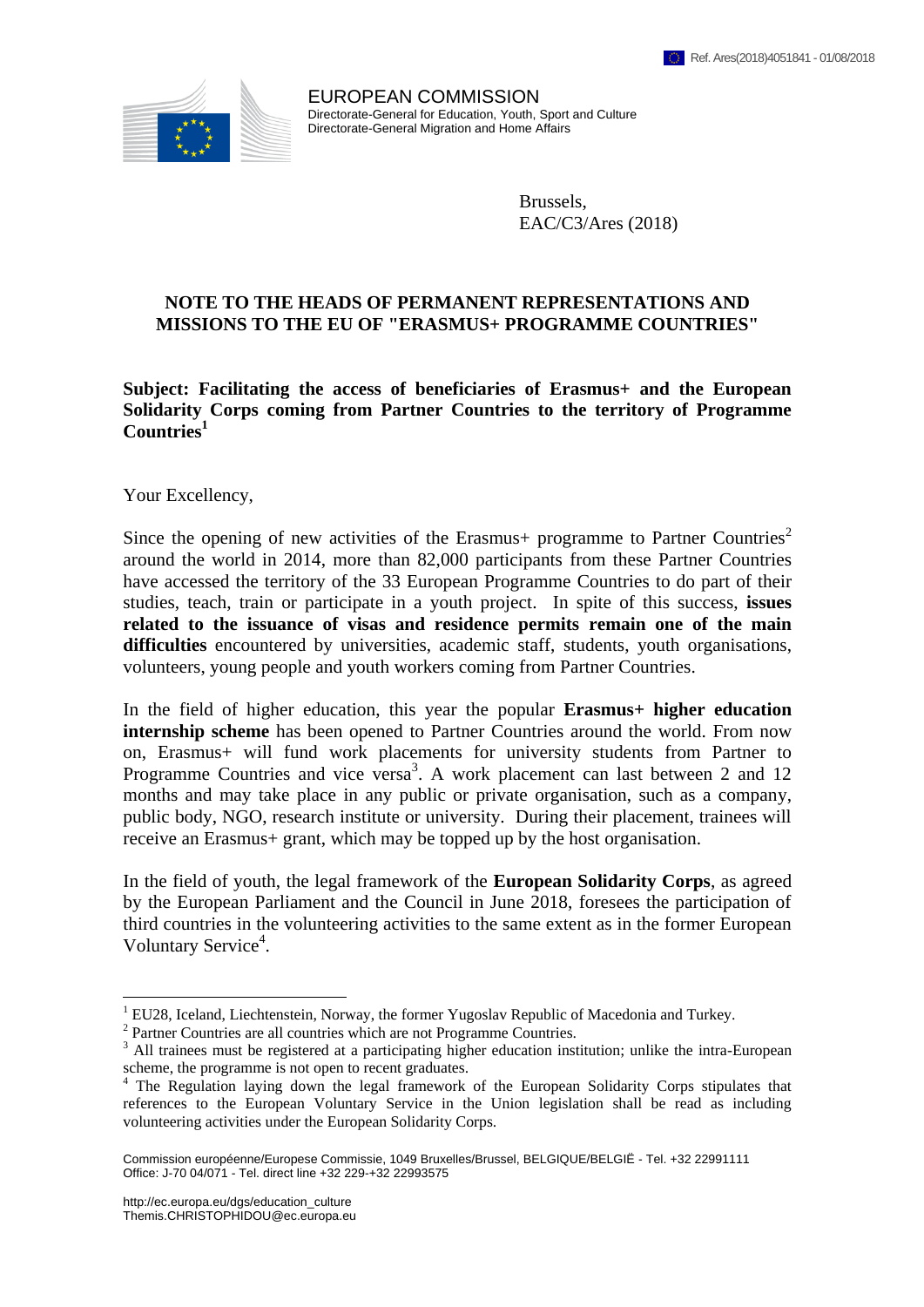Ref. Ares(2018)4051841 - 01/08/2018

EUROPEAN COMMISSION
Directorate-General for Education, Youth, Sport and Culture
Directorate-General Migration and Home Affairs

Brussels,
EAC/C3/Ares (2018)

**NOTE TO THE HEADS OF PERMANENT REPRESENTATIONS AND MISSIONS TO THE EU OF "ERASMUS+ PROGRAMME COUNTRIES"**

**Subject: Facilitating the access of beneficiaries of Erasmus+ and the European Solidarity Corps coming from Partner Countries to the territory of Programme Countries[1]**

Your Excellency,

Since the opening of new activities of the Erasmus+ programme to Partner Countries[2] around the world in 2014, more than 82,000 participants from these Partner Countries have accessed the territory of the 33 European Programme Countries to do part of their studies, teach, train or participate in a youth project. In spite of this success, **issues related to the issuance of visas and residence permits remain one of the main difficulties** encountered by universities, academic staff, students, youth organisations, volunteers, young people and youth workers coming from Partner Countries.

In the field of higher education, this year the popular **Erasmus+ higher education internship scheme** has been opened to Partner Countries around the world. From now on, Erasmus+ will fund work placements for university students from Partner to Programme Countries and vice versa[3]. A work placement can last between 2 and 12 months and may take place in any public or private organisation, such as a company, public body, NGO, research institute or university. During their placement, trainees will receive an Erasmus+ grant, which may be topped up by the host organisation.

In the field of youth, the legal framework of the **European Solidarity Corps**, as agreed by the European Parliament and the Council in June 2018, foresees the participation of third countries in the volunteering activities to the same extent as in the former European Voluntary Service[4].

[1] EU28, Iceland, Liechtenstein, Norway, the former Yugoslav Republic of Macedonia and Turkey.

[2] Partner Countries are all countries which are not Programme Countries.

[3] All trainees must be registered at a participating higher education institution; unlike the intra-European scheme, the programme is not open to recent graduates.

[4] The Regulation laying down the legal framework of the European Solidarity Corps stipulates that references to the European Voluntary Service in the Union legislation shall be read as including volunteering activities under the European Solidarity Corps.

Commission européenne/Europese Commissie, 1049 Bruxelles/Brussel, BELGIQUE/BELGIË - Tel. +32 22991111
Office: J-70 04/071 - Tel. direct line +32 229-+32 22993575

http://ec.europa.eu/dgs/education_culture
Themis.CHRISTOPHIDOU@ec.europa.eu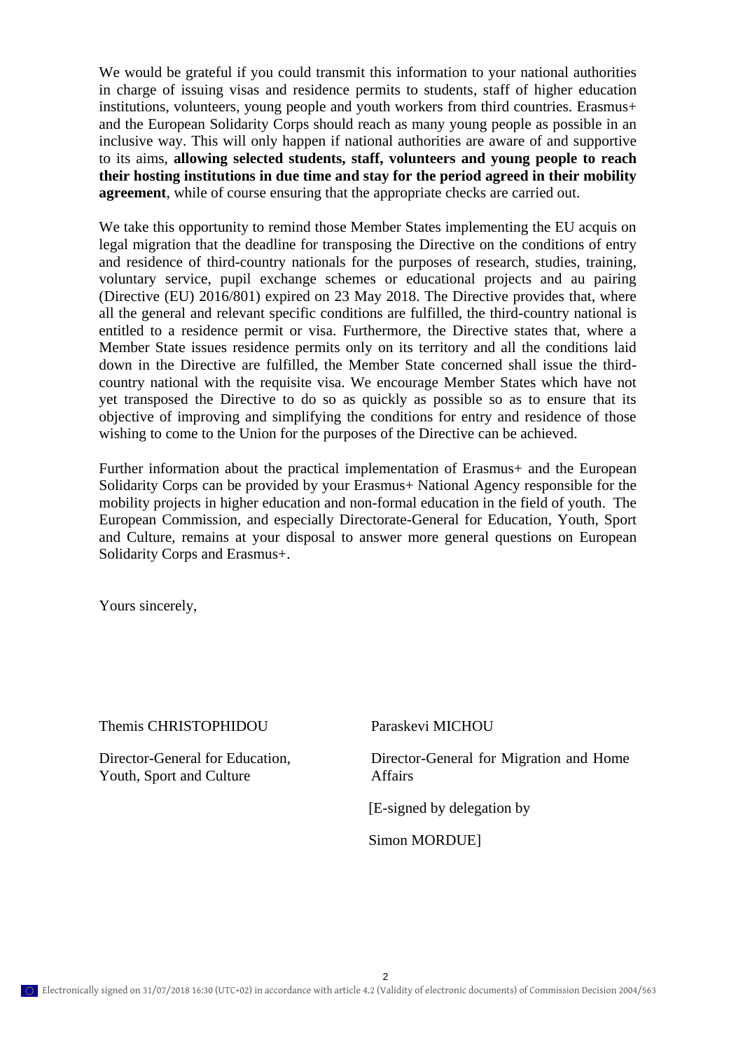We would be grateful if you could transmit this information to your national authorities in charge of issuing visas and residence permits to students, staff of higher education institutions, volunteers, young people and youth workers from third countries. Erasmus+ and the European Solidarity Corps should reach as many young people as possible in an inclusive way. This will only happen if national authorities are aware of and supportive to its aims, **allowing selected students, staff, volunteers and young people to reach their hosting institutions in due time and stay for the period agreed in their mobility agreement**, while of course ensuring that the appropriate checks are carried out.

We take this opportunity to remind those Member States implementing the EU acquis on legal migration that the deadline for transposing the Directive on the conditions of entry and residence of third-country nationals for the purposes of research, studies, training, voluntary service, pupil exchange schemes or educational projects and au pairing (Directive (EU) 2016/801) expired on 23 May 2018. The Directive provides that, where all the general and relevant specific conditions are fulfilled, the third-country national is entitled to a residence permit or visa. Furthermore, the Directive states that, where a Member State issues residence permits only on its territory and all the conditions laid down in the Directive are fulfilled, the Member State concerned shall issue the third-country national with the requisite visa. We encourage Member States which have not yet transposed the Directive to do so as quickly as possible so as to ensure that its objective of improving and simplifying the conditions for entry and residence of those wishing to come to the Union for the purposes of the Directive can be achieved.

Further information about the practical implementation of Erasmus+ and the European Solidarity Corps can be provided by your Erasmus+ National Agency responsible for the mobility projects in higher education and non-formal education in the field of youth. The European Commission, and especially Directorate-General for Education, Youth, Sport and Culture, remains at your disposal to answer more general questions on European Solidarity Corps and Erasmus+.

Yours sincerely,

Themis CHRISTOPHIDOU

Director-General for Education, Youth, Sport and Culture

Paraskevi MICHOU

Director-General for Migration and Home Affairs

[E-signed by delegation by

Simon MORDUE]

Electronically signed on 31/07/2018 16:30 (UTC+02) in accordance with article 4.2 (Validity of electronic documents) of Commission Decision 2004/563